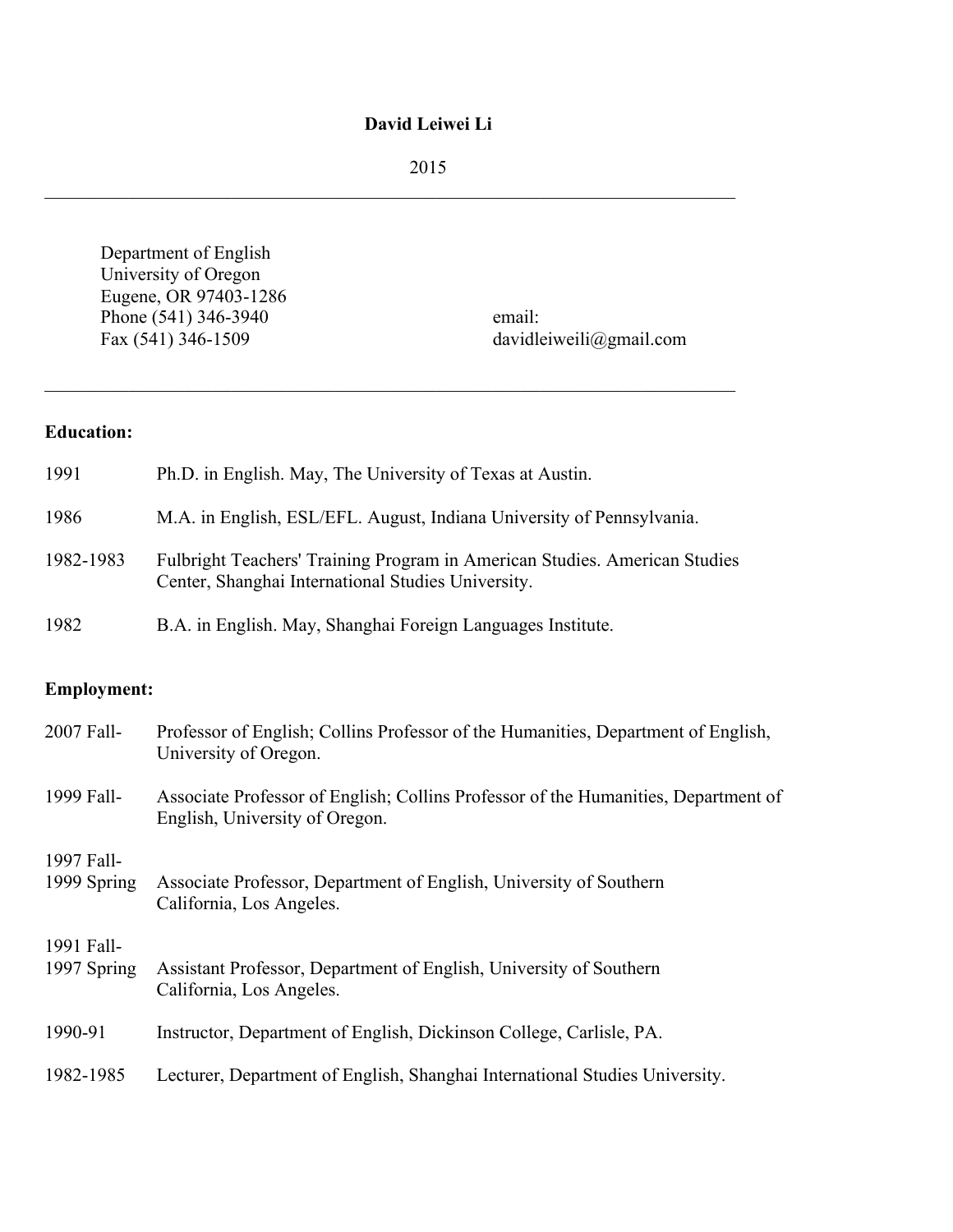# David Leiwei Li

2015

---

Department of English
University of Oregon
Eugene, OR 97403-1286
Phone (541) 346-3940
Fax (541) 346-1509

email:
davidleiweili@gmail.com

---

**Education:**

1991 Ph.D. in English. May, The University of Texas at Austin.

1986 M.A. in English, ESL/EFL. August, Indiana University of Pennsylvania.

1982-1983 Fulbright Teachers' Training Program in American Studies. American Studies Center, Shanghai International Studies University.

1982 B.A. in English. May, Shanghai Foreign Languages Institute.

**Employment:**

2007 Fall- Professor of English; Collins Professor of the Humanities, Department of English, University of Oregon.

1999 Fall- Associate Professor of English; Collins Professor of the Humanities, Department of English, University of Oregon.

1997 Fall-
1999 Spring Associate Professor, Department of English, University of Southern California, Los Angeles.

1991 Fall-
1997 Spring Assistant Professor, Department of English, University of Southern California, Los Angeles.

1990-91 Instructor, Department of English, Dickinson College, Carlisle, PA.

1982-1985 Lecturer, Department of English, Shanghai International Studies University.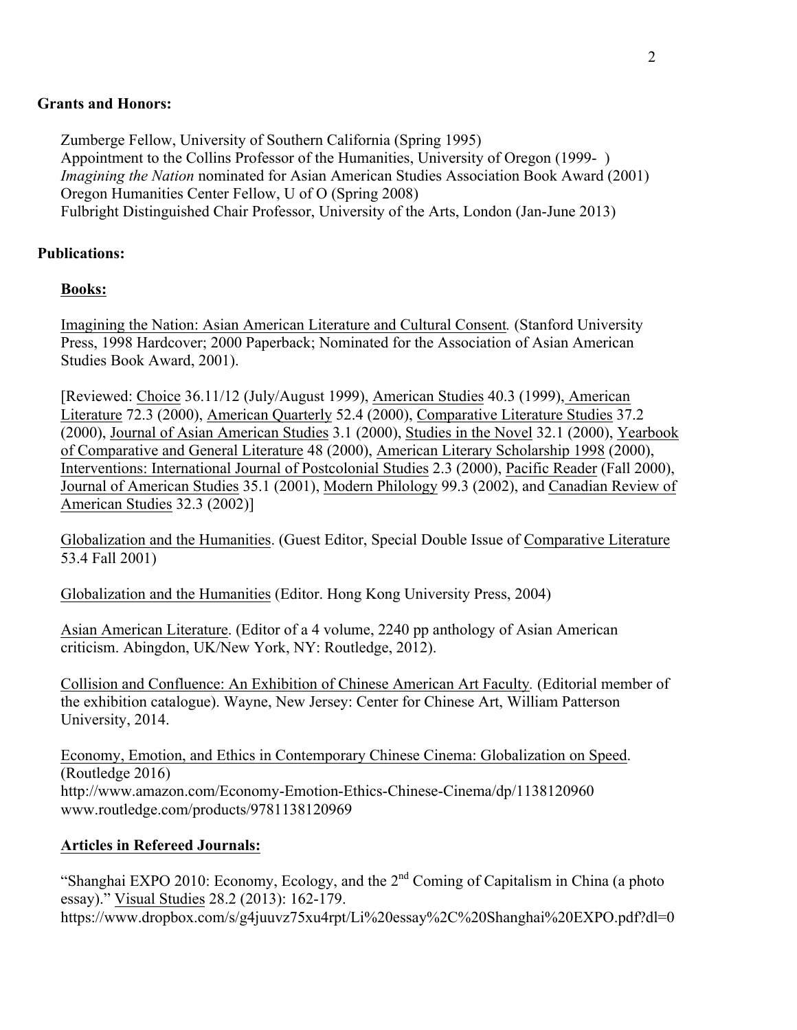**Grants and Honors:**

Zumberge Fellow, University of Southern California (Spring 1995)
Appointment to the Collins Professor of the Humanities, University of Oregon (1999- )
*Imagining the Nation* nominated for Asian American Studies Association Book Award (2001)
Oregon Humanities Center Fellow, U of O (Spring 2008)
Fulbright Distinguished Chair Professor, University of the Arts, London (Jan-June 2013)

**Publications:**

**Books:**

Imagining the Nation: Asian American Literature and Cultural Consent*.* (Stanford University Press, 1998 Hardcover; 2000 Paperback; Nominated for the Association of Asian American Studies Book Award, 2001).

[Reviewed: Choice 36.11/12 (July/August 1999), American Studies 40.3 (1999), American Literature 72.3 (2000), American Quarterly 52.4 (2000), Comparative Literature Studies 37.2 (2000), Journal of Asian American Studies 3.1 (2000), Studies in the Novel 32.1 (2000), Yearbook of Comparative and General Literature 48 (2000), American Literary Scholarship 1998 (2000), Interventions: International Journal of Postcolonial Studies 2.3 (2000), Pacific Reader (Fall 2000), Journal of American Studies 35.1 (2001), Modern Philology 99.3 (2002), and Canadian Review of American Studies 32.3 (2002)]

Globalization and the Humanities. (Guest Editor, Special Double Issue of Comparative Literature 53.4 Fall 2001)

Globalization and the Humanities (Editor. Hong Kong University Press, 2004)

Asian American Literature. (Editor of a 4 volume, 2240 pp anthology of Asian American criticism. Abingdon, UK/New York, NY: Routledge, 2012).

Collision and Confluence: An Exhibition of Chinese American Art Faculty*.* (Editorial member of the exhibition catalogue). Wayne, New Jersey: Center for Chinese Art, William Patterson University, 2014.

Economy, Emotion, and Ethics in Contemporary Chinese Cinema: Globalization on Speed. (Routledge 2016)
http://www.amazon.com/Economy-Emotion-Ethics-Chinese-Cinema/dp/1138120960
www.routledge.com/products/9781138120969

**Articles in Refereed Journals:**

"Shanghai EXPO 2010: Economy, Ecology, and the 2nd Coming of Capitalism in China (a photo essay)." Visual Studies 28.2 (2013): 162-179.
https://www.dropbox.com/s/g4juuvz75xu4rpt/Li%20essay%2C%20Shanghai%20EXPO.pdf?dl=0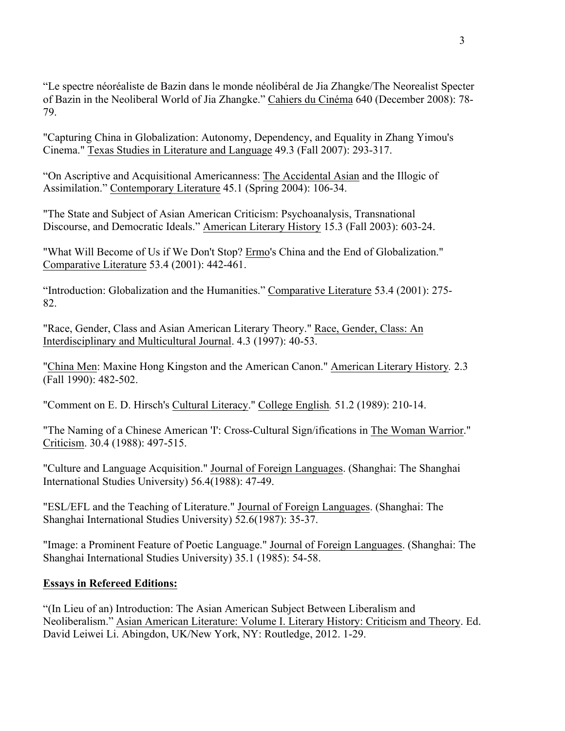“Le spectre néoréaliste de Bazin dans le monde néolibéral de Jia Zhangke/The Neorealist Specter of Bazin in the Neoliberal World of Jia Zhangke.” Cahiers du Cinéma 640 (December 2008): 78-79.

"Capturing China in Globalization: Autonomy, Dependency, and Equality in Zhang Yimou's Cinema." Texas Studies in Literature and Language 49.3 (Fall 2007): 293-317.

“On Ascriptive and Acquisitional Americanness: The Accidental Asian and the Illogic of Assimilation.” Contemporary Literature 45.1 (Spring 2004): 106-34.

"The State and Subject of Asian American Criticism: Psychoanalysis, Transnational Discourse, and Democratic Ideals.” American Literary History 15.3 (Fall 2003): 603-24.

"What Will Become of Us if We Don't Stop? Ermo's China and the End of Globalization." Comparative Literature 53.4 (2001): 442-461.

“Introduction: Globalization and the Humanities.” Comparative Literature 53.4 (2001): 275-82.

"Race, Gender, Class and Asian American Literary Theory." Race, Gender, Class: An Interdisciplinary and Multicultural Journal. 4.3 (1997): 40-53.

"China Men: Maxine Hong Kingston and the American Canon." American Literary History. 2.3 (Fall 1990): 482-502.

"Comment on E. D. Hirsch's Cultural Literacy." College English. 51.2 (1989): 210-14.

"The Naming of a Chinese American 'I': Cross-Cultural Sign/ifications in The Woman Warrior." Criticism. 30.4 (1988): 497-515.

"Culture and Language Acquisition." Journal of Foreign Languages. (Shanghai: The Shanghai International Studies University) 56.4(1988): 47-49.

"ESL/EFL and the Teaching of Literature." Journal of Foreign Languages. (Shanghai: The Shanghai International Studies University) 52.6(1987): 35-37.

"Image: a Prominent Feature of Poetic Language." Journal of Foreign Languages. (Shanghai: The Shanghai International Studies University) 35.1 (1985): 54-58.

**Essays in Refereed Editions:**

“(In Lieu of an) Introduction: The Asian American Subject Between Liberalism and Neoliberalism.” Asian American Literature: Volume I. Literary History: Criticism and Theory. Ed. David Leiwei Li. Abingdon, UK/New York, NY: Routledge, 2012. 1-29.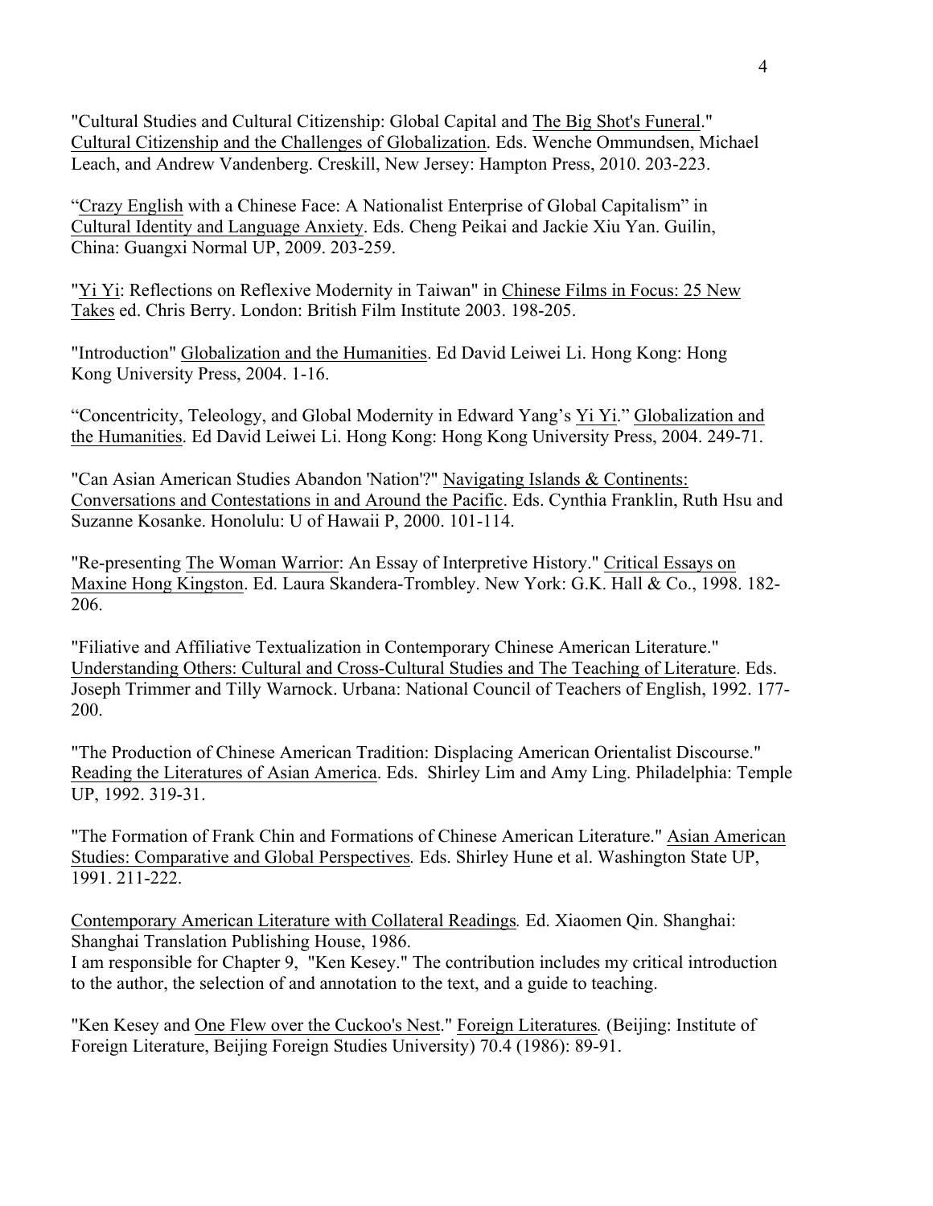"Cultural Studies and Cultural Citizenship: Global Capital and The Big Shot's Funeral." Cultural Citizenship and the Challenges of Globalization. Eds. Wenche Ommundsen, Michael Leach, and Andrew Vandenberg. Creskill, New Jersey: Hampton Press, 2010. 203-223.

"Crazy English with a Chinese Face: A Nationalist Enterprise of Global Capitalism" in Cultural Identity and Language Anxiety. Eds. Cheng Peikai and Jackie Xiu Yan. Guilin, China: Guangxi Normal UP, 2009. 203-259.

"Yi Yi: Reflections on Reflexive Modernity in Taiwan" in Chinese Films in Focus: 25 New Takes ed. Chris Berry. London: British Film Institute 2003. 198-205.

"Introduction" Globalization and the Humanities. Ed David Leiwei Li. Hong Kong: Hong Kong University Press, 2004. 1-16.

"Concentricity, Teleology, and Global Modernity in Edward Yang's Yi Yi." Globalization and the Humanities. Ed David Leiwei Li. Hong Kong: Hong Kong University Press, 2004. 249-71.

"Can Asian American Studies Abandon 'Nation'?" Navigating Islands & Continents: Conversations and Contestations in and Around the Pacific. Eds. Cynthia Franklin, Ruth Hsu and Suzanne Kosanke. Honolulu: U of Hawaii P, 2000. 101-114.

"Re-presenting The Woman Warrior: An Essay of Interpretive History." Critical Essays on Maxine Hong Kingston. Ed. Laura Skandera-Trombley. New York: G.K. Hall & Co., 1998. 182-206.

"Filiative and Affiliative Textualization in Contemporary Chinese American Literature." Understanding Others: Cultural and Cross-Cultural Studies and The Teaching of Literature. Eds. Joseph Trimmer and Tilly Warnock. Urbana: National Council of Teachers of English, 1992. 177-200.

"The Production of Chinese American Tradition: Displacing American Orientalist Discourse." Reading the Literatures of Asian America. Eds. Shirley Lim and Amy Ling. Philadelphia: Temple UP, 1992. 319-31.

"The Formation of Frank Chin and Formations of Chinese American Literature." Asian American Studies: Comparative and Global Perspectives. Eds. Shirley Hune et al. Washington State UP, 1991. 211-222.

Contemporary American Literature with Collateral Readings. Ed. Xiaomen Qin. Shanghai: Shanghai Translation Publishing House, 1986.
I am responsible for Chapter 9, "Ken Kesey." The contribution includes my critical introduction to the author, the selection of and annotation to the text, and a guide to teaching.

"Ken Kesey and One Flew over the Cuckoo's Nest." Foreign Literatures. (Beijing: Institute of Foreign Literature, Beijing Foreign Studies University) 70.4 (1986): 89-91.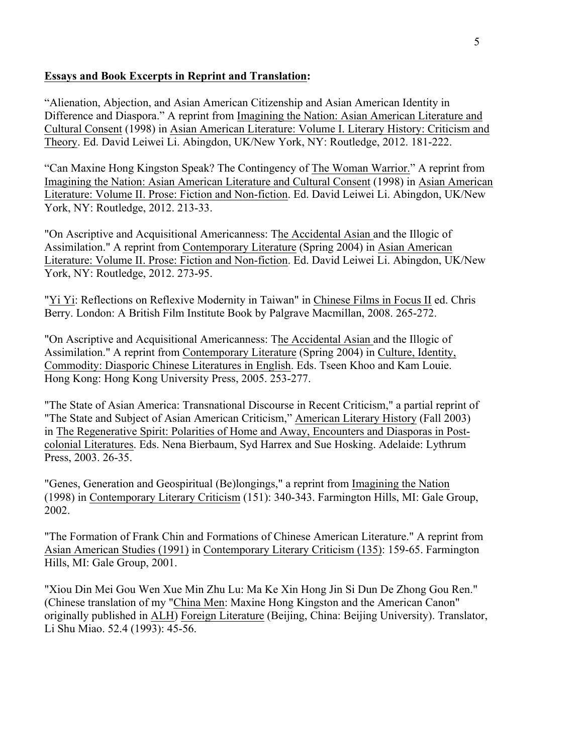**Essays and Book Excerpts in Reprint and Translation:**

"Alienation, Abjection, and Asian American Citizenship and Asian American Identity in Difference and Diaspora." A reprint from Imagining the Nation: Asian American Literature and Cultural Consent (1998) in Asian American Literature: Volume I. Literary History: Criticism and Theory. Ed. David Leiwei Li. Abingdon, UK/New York, NY: Routledge, 2012. 181-222.

"Can Maxine Hong Kingston Speak? The Contingency of The Woman Warrior." A reprint from Imagining the Nation: Asian American Literature and Cultural Consent (1998) in Asian American Literature: Volume II. Prose: Fiction and Non-fiction. Ed. David Leiwei Li. Abingdon, UK/New York, NY: Routledge, 2012. 213-33.

"On Ascriptive and Acquisitional Americanness: The Accidental Asian and the Illogic of Assimilation." A reprint from Contemporary Literature (Spring 2004) in Asian American Literature: Volume II. Prose: Fiction and Non-fiction. Ed. David Leiwei Li. Abingdon, UK/New York, NY: Routledge, 2012. 273-95.

"Yi Yi: Reflections on Reflexive Modernity in Taiwan" in Chinese Films in Focus II ed. Chris Berry. London: A British Film Institute Book by Palgrave Macmillan, 2008. 265-272.

"On Ascriptive and Acquisitional Americanness: The Accidental Asian and the Illogic of Assimilation." A reprint from Contemporary Literature (Spring 2004) in Culture, Identity, Commodity: Diasporic Chinese Literatures in English. Eds. Tseen Khoo and Kam Louie. Hong Kong: Hong Kong University Press, 2005. 253-277.

"The State of Asian America: Transnational Discourse in Recent Criticism," a partial reprint of "The State and Subject of Asian American Criticism," American Literary History (Fall 2003) in The Regenerative Spirit: Polarities of Home and Away, Encounters and Diasporas in Post-colonial Literatures. Eds. Nena Bierbaum, Syd Harrex and Sue Hosking. Adelaide: Lythrum Press, 2003. 26-35.

"Genes, Generation and Geospiritual (Be)longings," a reprint from Imagining the Nation (1998) in Contemporary Literary Criticism (151): 340-343. Farmington Hills, MI: Gale Group, 2002.

"The Formation of Frank Chin and Formations of Chinese American Literature." A reprint from Asian American Studies (1991) in Contemporary Literary Criticism (135): 159-65. Farmington Hills, MI: Gale Group, 2001.

"Xiou Din Mei Gou Wen Xue Min Zhu Lu: Ma Ke Xin Hong Jin Si Dun De Zhong Gou Ren." (Chinese translation of my "China Men: Maxine Hong Kingston and the American Canon" originally published in ALH) Foreign Literature (Beijing, China: Beijing University). Translator, Li Shu Miao. 52.4 (1993): 45-56.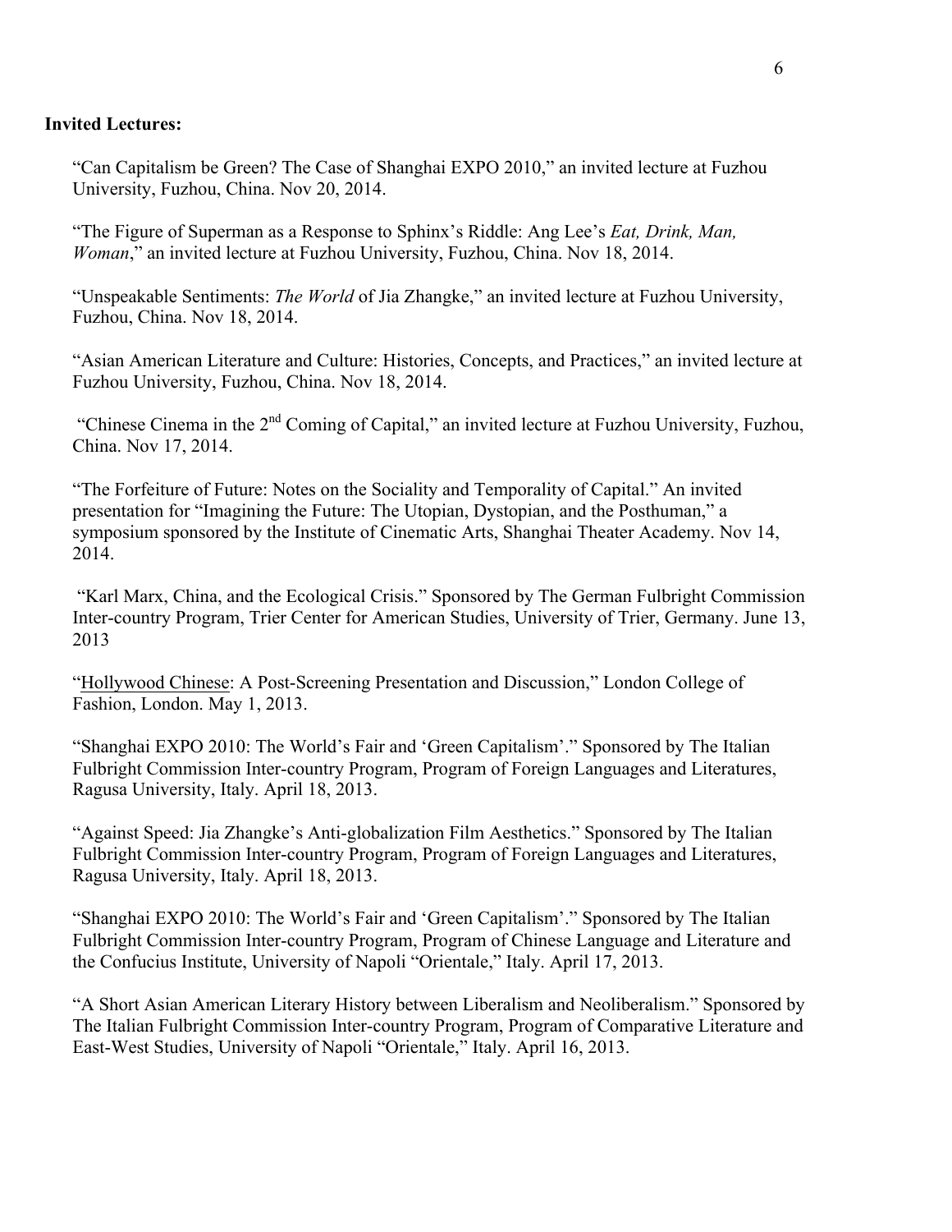**Invited Lectures:**

"Can Capitalism be Green? The Case of Shanghai EXPO 2010," an invited lecture at Fuzhou University, Fuzhou, China. Nov 20, 2014.

"The Figure of Superman as a Response to Sphinx's Riddle: Ang Lee's *Eat, Drink, Man, Woman*," an invited lecture at Fuzhou University, Fuzhou, China. Nov 18, 2014.

"Unspeakable Sentiments: *The World* of Jia Zhangke," an invited lecture at Fuzhou University, Fuzhou, China. Nov 18, 2014.

"Asian American Literature and Culture: Histories, Concepts, and Practices," an invited lecture at Fuzhou University, Fuzhou, China. Nov 18, 2014.

"Chinese Cinema in the 2nd Coming of Capital," an invited lecture at Fuzhou University, Fuzhou, China. Nov 17, 2014.

"The Forfeiture of Future: Notes on the Sociality and Temporality of Capital." An invited presentation for "Imagining the Future: The Utopian, Dystopian, and the Posthuman," a symposium sponsored by the Institute of Cinematic Arts, Shanghai Theater Academy. Nov 14, 2014.

"Karl Marx, China, and the Ecological Crisis." Sponsored by The German Fulbright Commission Inter-country Program, Trier Center for American Studies, University of Trier, Germany. June 13, 2013

"Hollywood Chinese: A Post-Screening Presentation and Discussion," London College of Fashion, London. May 1, 2013.

"Shanghai EXPO 2010: The World's Fair and 'Green Capitalism'." Sponsored by The Italian Fulbright Commission Inter-country Program, Program of Foreign Languages and Literatures, Ragusa University, Italy. April 18, 2013.

"Against Speed: Jia Zhangke's Anti-globalization Film Aesthetics." Sponsored by The Italian Fulbright Commission Inter-country Program, Program of Foreign Languages and Literatures, Ragusa University, Italy. April 18, 2013.

"Shanghai EXPO 2010: The World's Fair and 'Green Capitalism'." Sponsored by The Italian Fulbright Commission Inter-country Program, Program of Chinese Language and Literature and the Confucius Institute, University of Napoli "Orientale," Italy. April 17, 2013.

"A Short Asian American Literary History between Liberalism and Neoliberalism." Sponsored by The Italian Fulbright Commission Inter-country Program, Program of Comparative Literature and East-West Studies, University of Napoli "Orientale," Italy. April 16, 2013.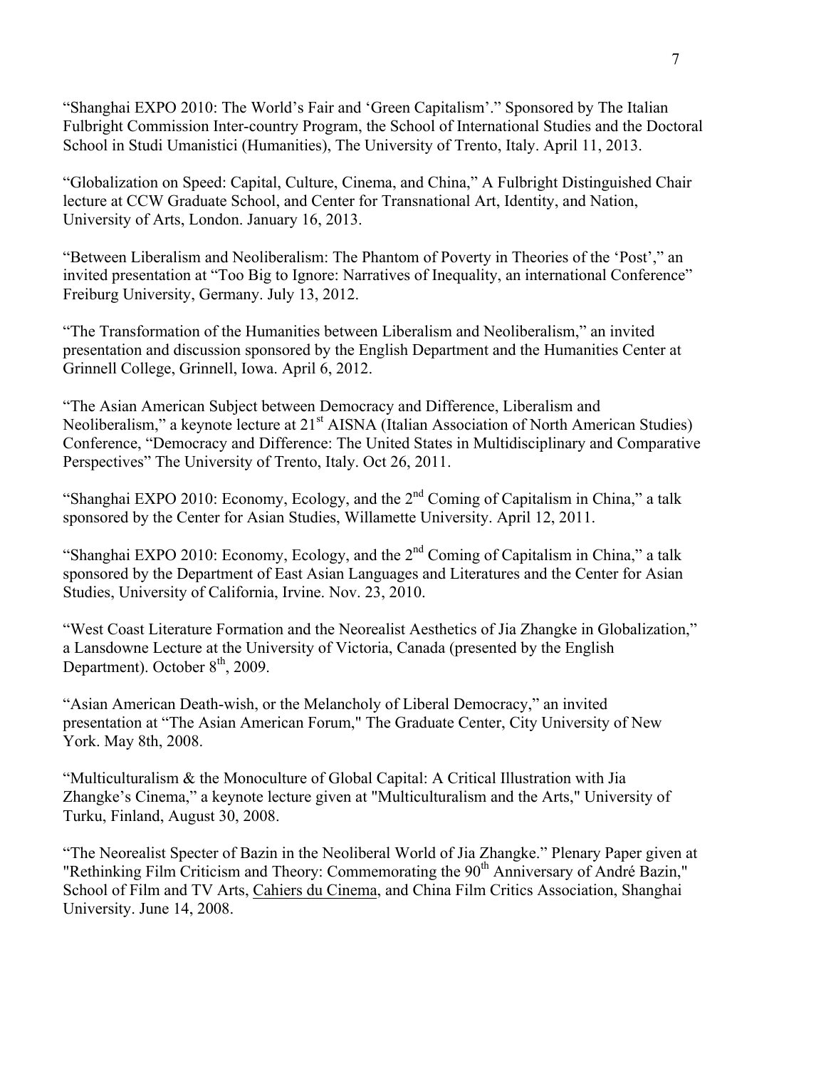"Shanghai EXPO 2010: The World's Fair and 'Green Capitalism'." Sponsored by The Italian Fulbright Commission Inter-country Program, the School of International Studies and the Doctoral School in Studi Umanistici (Humanities), The University of Trento, Italy. April 11, 2013.

"Globalization on Speed: Capital, Culture, Cinema, and China," A Fulbright Distinguished Chair lecture at CCW Graduate School, and Center for Transnational Art, Identity, and Nation, University of Arts, London. January 16, 2013.

"Between Liberalism and Neoliberalism: The Phantom of Poverty in Theories of the 'Post'," an invited presentation at "Too Big to Ignore: Narratives of Inequality, an international Conference" Freiburg University, Germany. July 13, 2012.

"The Transformation of the Humanities between Liberalism and Neoliberalism," an invited presentation and discussion sponsored by the English Department and the Humanities Center at Grinnell College, Grinnell, Iowa. April 6, 2012.

"The Asian American Subject between Democracy and Difference, Liberalism and Neoliberalism," a keynote lecture at 21st AISNA (Italian Association of North American Studies) Conference, "Democracy and Difference: The United States in Multidisciplinary and Comparative Perspectives" The University of Trento, Italy. Oct 26, 2011.

"Shanghai EXPO 2010: Economy, Ecology, and the 2nd Coming of Capitalism in China," a talk sponsored by the Center for Asian Studies, Willamette University. April 12, 2011.

"Shanghai EXPO 2010: Economy, Ecology, and the 2nd Coming of Capitalism in China," a talk sponsored by the Department of East Asian Languages and Literatures and the Center for Asian Studies, University of California, Irvine. Nov. 23, 2010.

"West Coast Literature Formation and the Neorealist Aesthetics of Jia Zhangke in Globalization," a Lansdowne Lecture at the University of Victoria, Canada (presented by the English Department). October 8th, 2009.

"Asian American Death-wish, or the Melancholy of Liberal Democracy," an invited presentation at "The Asian American Forum," The Graduate Center, City University of New York. May 8th, 2008.

"Multiculturalism & the Monoculture of Global Capital: A Critical Illustration with Jia Zhangke's Cinema," a keynote lecture given at "Multiculturalism and the Arts," University of Turku, Finland, August 30, 2008.

"The Neorealist Specter of Bazin in the Neoliberal World of Jia Zhangke." Plenary Paper given at "Rethinking Film Criticism and Theory: Commemorating the 90th Anniversary of André Bazin," School of Film and TV Arts, Cahiers du Cinema, and China Film Critics Association, Shanghai University. June 14, 2008.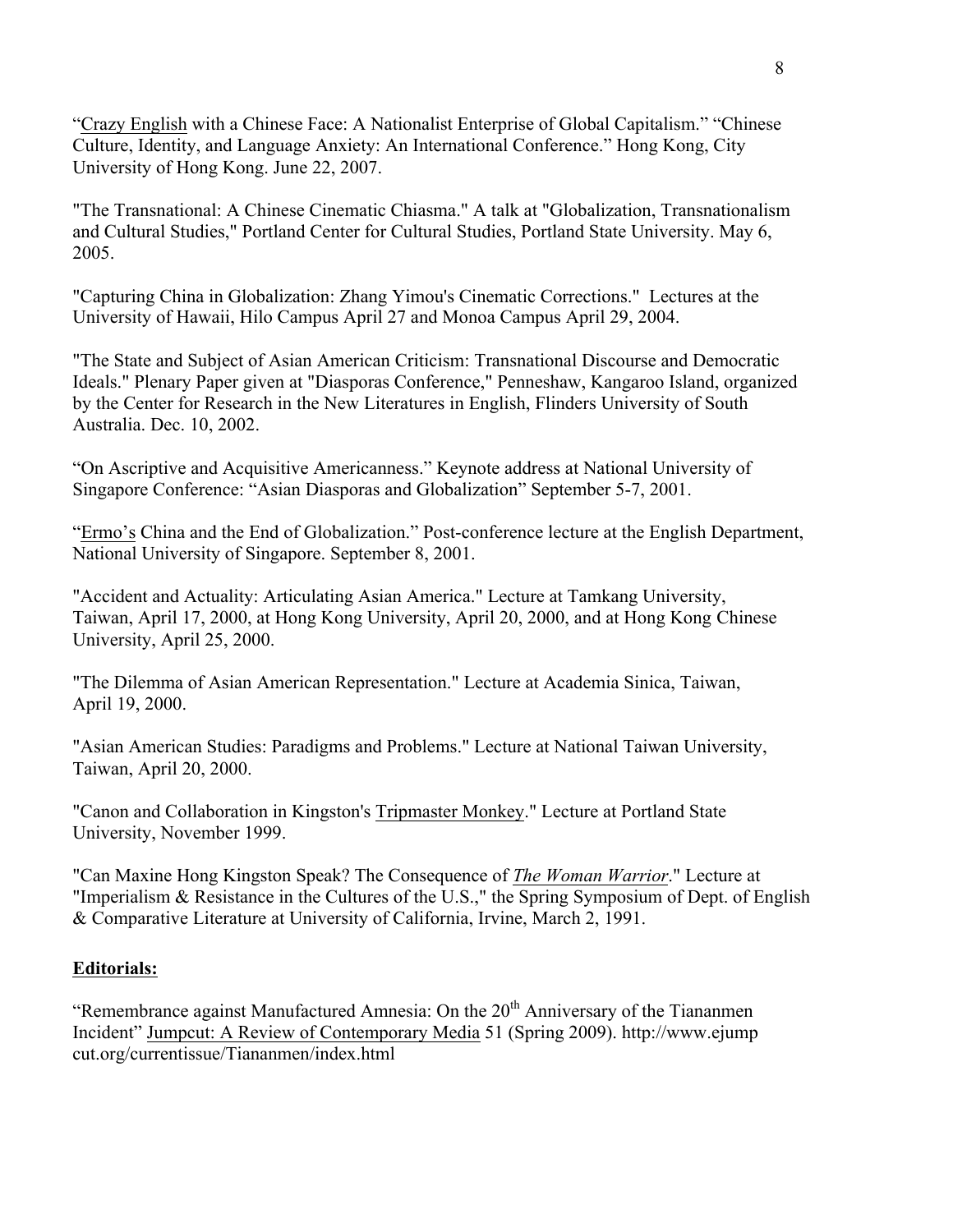"Crazy English with a Chinese Face: A Nationalist Enterprise of Global Capitalism." "Chinese Culture, Identity, and Language Anxiety: An International Conference." Hong Kong, City University of Hong Kong. June 22, 2007.

"The Transnational: A Chinese Cinematic Chiasma." A talk at "Globalization, Transnationalism and Cultural Studies," Portland Center for Cultural Studies, Portland State University. May 6, 2005.

"Capturing China in Globalization: Zhang Yimou's Cinematic Corrections." Lectures at the University of Hawaii, Hilo Campus April 27 and Monoa Campus April 29, 2004.

"The State and Subject of Asian American Criticism: Transnational Discourse and Democratic Ideals." Plenary Paper given at "Diasporas Conference," Penneshaw, Kangaroo Island, organized by the Center for Research in the New Literatures in English, Flinders University of South Australia. Dec. 10, 2002.

"On Ascriptive and Acquisitive Americanness." Keynote address at National University of Singapore Conference: "Asian Diasporas and Globalization" September 5-7, 2001.

"Ermo's China and the End of Globalization." Post-conference lecture at the English Department, National University of Singapore. September 8, 2001.

"Accident and Actuality: Articulating Asian America." Lecture at Tamkang University, Taiwan, April 17, 2000, at Hong Kong University, April 20, 2000, and at Hong Kong Chinese University, April 25, 2000.

"The Dilemma of Asian American Representation." Lecture at Academia Sinica, Taiwan, April 19, 2000.

"Asian American Studies: Paradigms and Problems." Lecture at National Taiwan University, Taiwan, April 20, 2000.

"Canon and Collaboration in Kingston's Tripmaster Monkey." Lecture at Portland State University, November 1999.

"Can Maxine Hong Kingston Speak? The Consequence of *The Woman Warrior*." Lecture at "Imperialism & Resistance in the Cultures of the U.S.," the Spring Symposium of Dept. of English & Comparative Literature at University of California, Irvine, March 2, 1991.

**Editorials:**

"Remembrance against Manufactured Amnesia: On the 20th Anniversary of the Tiananmen Incident" Jumpcut: A Review of Contemporary Media 51 (Spring 2009). http://www.ejumpcut.org/currentissue/Tiananmen/index.html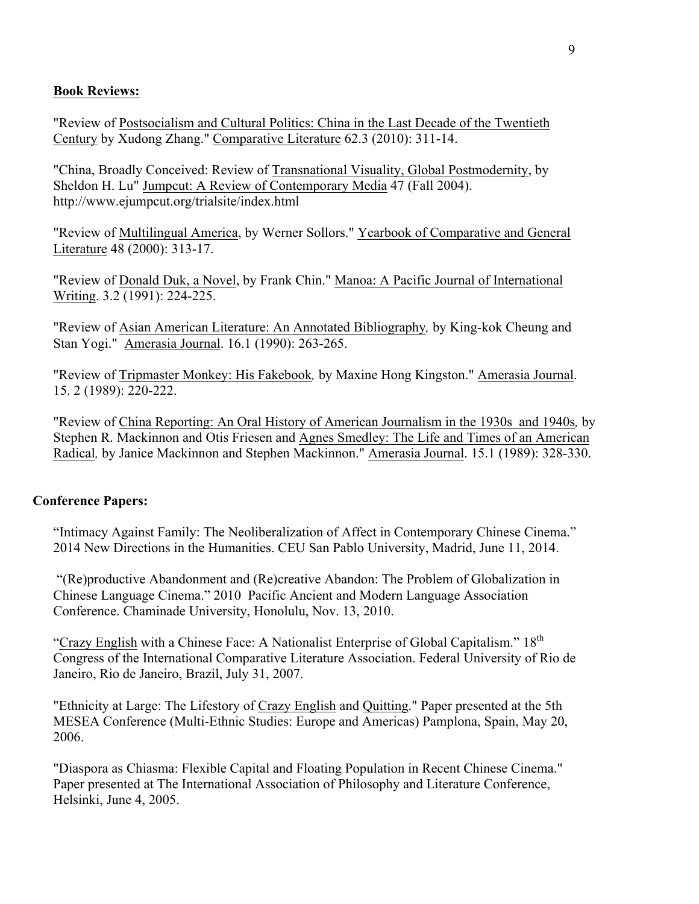**Book Reviews:**

"Review of Postsocialism and Cultural Politics: China in the Last Decade of the Twentieth Century by Xudong Zhang." Comparative Literature 62.3 (2010): 311-14.

"China, Broadly Conceived: Review of Transnational Visuality, Global Postmodernity, by Sheldon H. Lu" Jumpcut: A Review of Contemporary Media 47 (Fall 2004). http://www.ejumpcut.org/trialsite/index.html

"Review of Multilingual America, by Werner Sollors." Yearbook of Comparative and General Literature 48 (2000): 313-17.

"Review of Donald Duk, a Novel, by Frank Chin." Manoa: A Pacific Journal of International Writing. 3.2 (1991): 224-225.

"Review of Asian American Literature: An Annotated Bibliography, by King-kok Cheung and Stan Yogi." Amerasia Journal. 16.1 (1990): 263-265.

"Review of Tripmaster Monkey: His Fakebook, by Maxine Hong Kingston." Amerasia Journal. 15. 2 (1989): 220-222.

"Review of China Reporting: An Oral History of American Journalism in the 1930s and 1940s, by Stephen R. Mackinnon and Otis Friesen and Agnes Smedley: The Life and Times of an American Radical, by Janice Mackinnon and Stephen Mackinnon." Amerasia Journal. 15.1 (1989): 328-330.

**Conference Papers:**

"Intimacy Against Family: The Neoliberalization of Affect in Contemporary Chinese Cinema." 2014 New Directions in the Humanities. CEU San Pablo University, Madrid, June 11, 2014.

"(Re)productive Abandonment and (Re)creative Abandon: The Problem of Globalization in Chinese Language Cinema." 2010 Pacific Ancient and Modern Language Association Conference. Chaminade University, Honolulu, Nov. 13, 2010.

"Crazy English with a Chinese Face: A Nationalist Enterprise of Global Capitalism." 18th Congress of the International Comparative Literature Association. Federal University of Rio de Janeiro, Rio de Janeiro, Brazil, July 31, 2007.

"Ethnicity at Large: The Lifestory of Crazy English and Quitting." Paper presented at the 5th MESEA Conference (Multi-Ethnic Studies: Europe and Americas) Pamplona, Spain, May 20, 2006.

"Diaspora as Chiasma: Flexible Capital and Floating Population in Recent Chinese Cinema." Paper presented at The International Association of Philosophy and Literature Conference, Helsinki, June 4, 2005.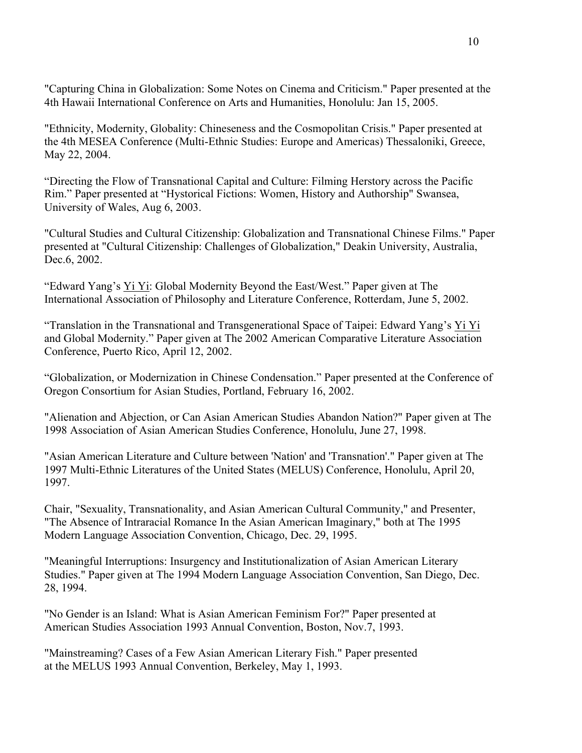"Capturing China in Globalization: Some Notes on Cinema and Criticism." Paper presented at the 4th Hawaii International Conference on Arts and Humanities, Honolulu: Jan 15, 2005.

"Ethnicity, Modernity, Globality: Chineseness and the Cosmopolitan Crisis." Paper presented at the 4th MESEA Conference (Multi-Ethnic Studies: Europe and Americas) Thessaloniki, Greece, May 22, 2004.

"Directing the Flow of Transnational Capital and Culture: Filming Herstory across the Pacific Rim." Paper presented at "Hystorical Fictions: Women, History and Authorship" Swansea, University of Wales, Aug 6, 2003.

"Cultural Studies and Cultural Citizenship: Globalization and Transnational Chinese Films." Paper presented at "Cultural Citizenship: Challenges of Globalization," Deakin University, Australia, Dec.6, 2002.

"Edward Yang's Yi Yi: Global Modernity Beyond the East/West." Paper given at The International Association of Philosophy and Literature Conference, Rotterdam, June 5, 2002.

"Translation in the Transnational and Transgenerational Space of Taipei: Edward Yang's Yi Yi and Global Modernity." Paper given at The 2002 American Comparative Literature Association Conference, Puerto Rico, April 12, 2002.

"Globalization, or Modernization in Chinese Condensation." Paper presented at the Conference of Oregon Consortium for Asian Studies, Portland, February 16, 2002.

"Alienation and Abjection, or Can Asian American Studies Abandon Nation?" Paper given at The 1998 Association of Asian American Studies Conference, Honolulu, June 27, 1998.

"Asian American Literature and Culture between 'Nation' and 'Transnation'." Paper given at The 1997 Multi-Ethnic Literatures of the United States (MELUS) Conference, Honolulu, April 20, 1997.

Chair, "Sexuality, Transnationality, and Asian American Cultural Community," and Presenter, "The Absence of Intraracial Romance In the Asian American Imaginary," both at The 1995 Modern Language Association Convention, Chicago, Dec. 29, 1995.

"Meaningful Interruptions: Insurgency and Institutionalization of Asian American Literary Studies." Paper given at The 1994 Modern Language Association Convention, San Diego, Dec. 28, 1994.

"No Gender is an Island: What is Asian American Feminism For?" Paper presented at American Studies Association 1993 Annual Convention, Boston, Nov.7, 1993.

"Mainstreaming? Cases of a Few Asian American Literary Fish." Paper presented at the MELUS 1993 Annual Convention, Berkeley, May 1, 1993.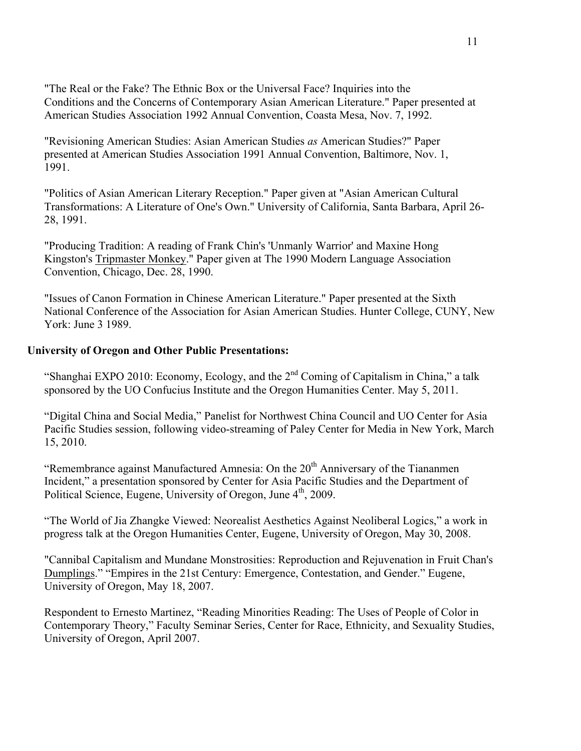"The Real or the Fake? The Ethnic Box or the Universal Face? Inquiries into the Conditions and the Concerns of Contemporary Asian American Literature." Paper presented at American Studies Association 1992 Annual Convention, Coasta Mesa, Nov. 7, 1992.

"Revisioning American Studies: Asian American Studies *as* American Studies?" Paper presented at American Studies Association 1991 Annual Convention, Baltimore, Nov. 1, 1991.

"Politics of Asian American Literary Reception." Paper given at "Asian American Cultural Transformations: A Literature of One's Own." University of California, Santa Barbara, April 26-28, 1991.

"Producing Tradition: A reading of Frank Chin's 'Unmanly Warrior' and Maxine Hong Kingston's Tripmaster Monkey." Paper given at The 1990 Modern Language Association Convention, Chicago, Dec. 28, 1990.

"Issues of Canon Formation in Chinese American Literature." Paper presented at the Sixth National Conference of the Association for Asian American Studies. Hunter College, CUNY, New York: June 3 1989.

**University of Oregon and Other Public Presentations:**

"Shanghai EXPO 2010: Economy, Ecology, and the 2nd Coming of Capitalism in China," a talk sponsored by the UO Confucius Institute and the Oregon Humanities Center. May 5, 2011.

"Digital China and Social Media," Panelist for Northwest China Council and UO Center for Asia Pacific Studies session, following video-streaming of Paley Center for Media in New York, March 15, 2010.

"Remembrance against Manufactured Amnesia: On the 20th Anniversary of the Tiananmen Incident," a presentation sponsored by Center for Asia Pacific Studies and the Department of Political Science, Eugene, University of Oregon, June 4th, 2009.

"The World of Jia Zhangke Viewed: Neorealist Aesthetics Against Neoliberal Logics," a work in progress talk at the Oregon Humanities Center, Eugene, University of Oregon, May 30, 2008.

"Cannibal Capitalism and Mundane Monstrosities: Reproduction and Rejuvenation in Fruit Chan's Dumplings." "Empires in the 21st Century: Emergence, Contestation, and Gender." Eugene, University of Oregon, May 18, 2007.

Respondent to Ernesto Martinez, "Reading Minorities Reading: The Uses of People of Color in Contemporary Theory," Faculty Seminar Series, Center for Race, Ethnicity, and Sexuality Studies, University of Oregon, April 2007.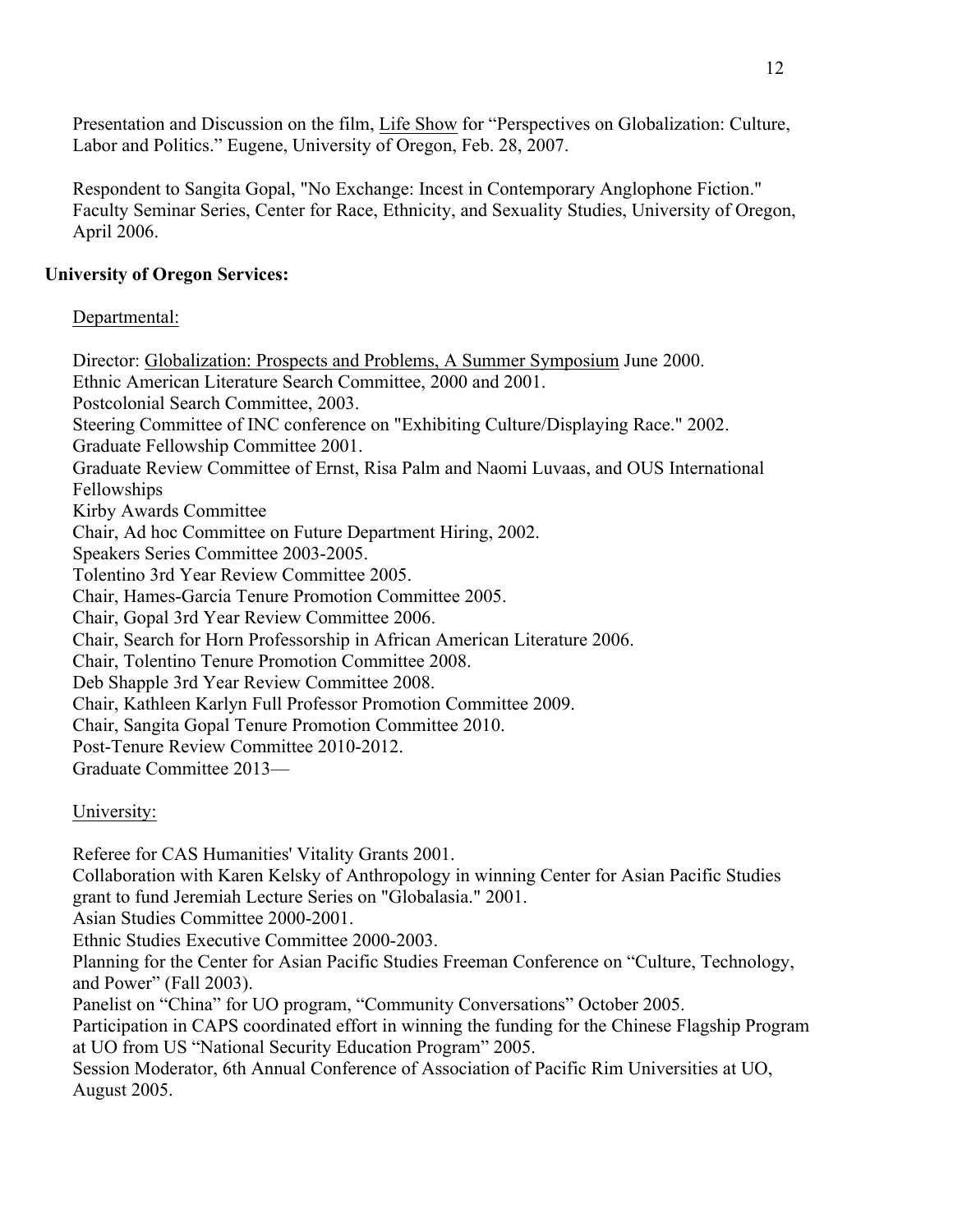Presentation and Discussion on the film, Life Show for "Perspectives on Globalization: Culture, Labor and Politics." Eugene, University of Oregon, Feb. 28, 2007.

Respondent to Sangita Gopal, "No Exchange: Incest in Contemporary Anglophone Fiction." Faculty Seminar Series, Center for Race, Ethnicity, and Sexuality Studies, University of Oregon, April 2006.

**University of Oregon Services:**

Departmental:

Director: Globalization: Prospects and Problems, A Summer Symposium June 2000.
Ethnic American Literature Search Committee, 2000 and 2001.
Postcolonial Search Committee, 2003.
Steering Committee of INC conference on "Exhibiting Culture/Displaying Race." 2002.
Graduate Fellowship Committee 2001.
Graduate Review Committee of Ernst, Risa Palm and Naomi Luvaas, and OUS International Fellowships
Kirby Awards Committee
Chair, Ad hoc Committee on Future Department Hiring, 2002.
Speakers Series Committee 2003-2005.
Tolentino 3rd Year Review Committee 2005.
Chair, Hames-Garcia Tenure Promotion Committee 2005.
Chair, Gopal 3rd Year Review Committee 2006.
Chair, Search for Horn Professorship in African American Literature 2006.
Chair, Tolentino Tenure Promotion Committee 2008.
Deb Shapple 3rd Year Review Committee 2008.
Chair, Kathleen Karlyn Full Professor Promotion Committee 2009.
Chair, Sangita Gopal Tenure Promotion Committee 2010.
Post-Tenure Review Committee 2010-2012.
Graduate Committee 2013—

University:

Referee for CAS Humanities' Vitality Grants 2001.
Collaboration with Karen Kelsky of Anthropology in winning Center for Asian Pacific Studies grant to fund Jeremiah Lecture Series on "Globalasia." 2001.
Asian Studies Committee 2000-2001.
Ethnic Studies Executive Committee 2000-2003.
Planning for the Center for Asian Pacific Studies Freeman Conference on "Culture, Technology, and Power" (Fall 2003).
Panelist on "China" for UO program, "Community Conversations" October 2005.
Participation in CAPS coordinated effort in winning the funding for the Chinese Flagship Program at UO from US "National Security Education Program" 2005.
Session Moderator, 6th Annual Conference of Association of Pacific Rim Universities at UO, August 2005.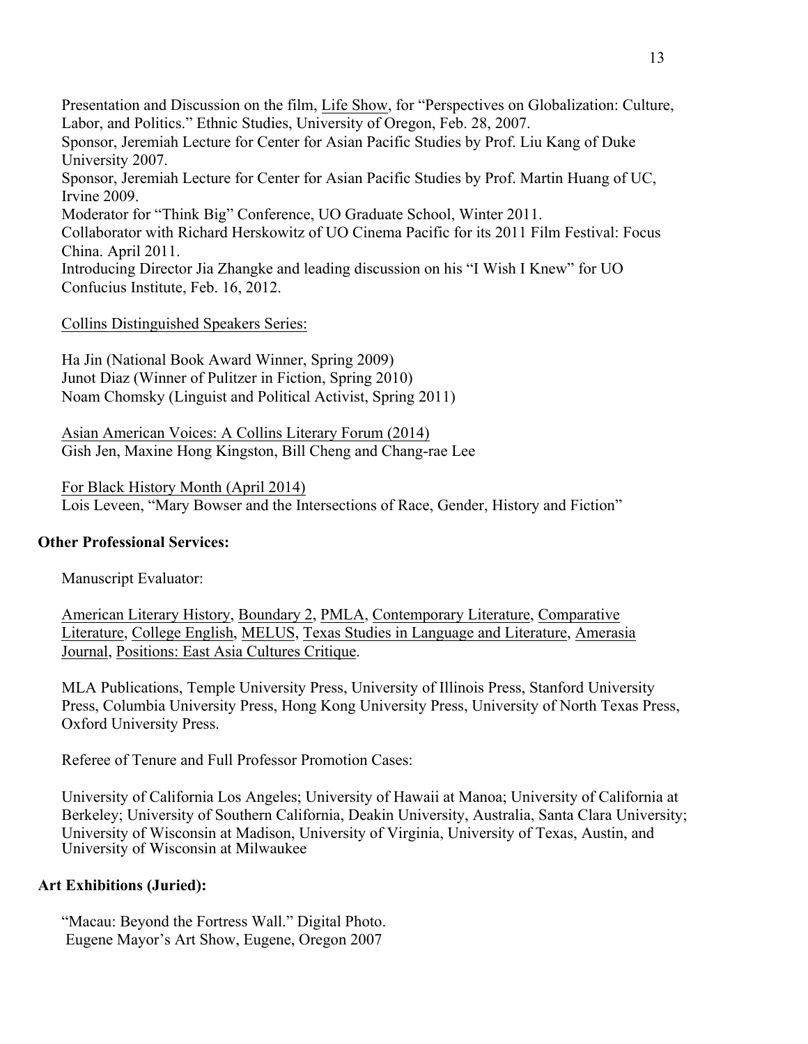Presentation and Discussion on the film, Life Show, for "Perspectives on Globalization: Culture, Labor, and Politics." Ethnic Studies, University of Oregon, Feb. 28, 2007.

Sponsor, Jeremiah Lecture for Center for Asian Pacific Studies by Prof. Liu Kang of Duke University 2007.

Sponsor, Jeremiah Lecture for Center for Asian Pacific Studies by Prof. Martin Huang of UC, Irvine 2009.

Moderator for "Think Big" Conference, UO Graduate School, Winter 2011.

Collaborator with Richard Herskowitz of UO Cinema Pacific for its 2011 Film Festival: Focus China. April 2011.

Introducing Director Jia Zhangke and leading discussion on his "I Wish I Knew" for UO Confucius Institute, Feb. 16, 2012.

Collins Distinguished Speakers Series:

Ha Jin (National Book Award Winner, Spring 2009)
Junot Diaz (Winner of Pulitzer in Fiction, Spring 2010)
Noam Chomsky (Linguist and Political Activist, Spring 2011)

Asian American Voices: A Collins Literary Forum (2014)
Gish Jen, Maxine Hong Kingston, Bill Cheng and Chang-rae Lee

For Black History Month (April 2014)
Lois Leveen, "Mary Bowser and the Intersections of Race, Gender, History and Fiction"

**Other Professional Services:**

Manuscript Evaluator:

American Literary History, Boundary 2, PMLA, Contemporary Literature, Comparative Literature, College English, MELUS, Texas Studies in Language and Literature, Amerasia Journal, Positions: East Asia Cultures Critique.

MLA Publications, Temple University Press, University of Illinois Press, Stanford University Press, Columbia University Press, Hong Kong University Press, University of North Texas Press, Oxford University Press.

Referee of Tenure and Full Professor Promotion Cases:

University of California Los Angeles; University of Hawaii at Manoa; University of California at Berkeley; University of Southern California, Deakin University, Australia, Santa Clara University; University of Wisconsin at Madison, University of Virginia, University of Texas, Austin, and University of Wisconsin at Milwaukee

**Art Exhibitions (Juried):**

"Macau: Beyond the Fortress Wall." Digital Photo.
Eugene Mayor's Art Show, Eugene, Oregon 2007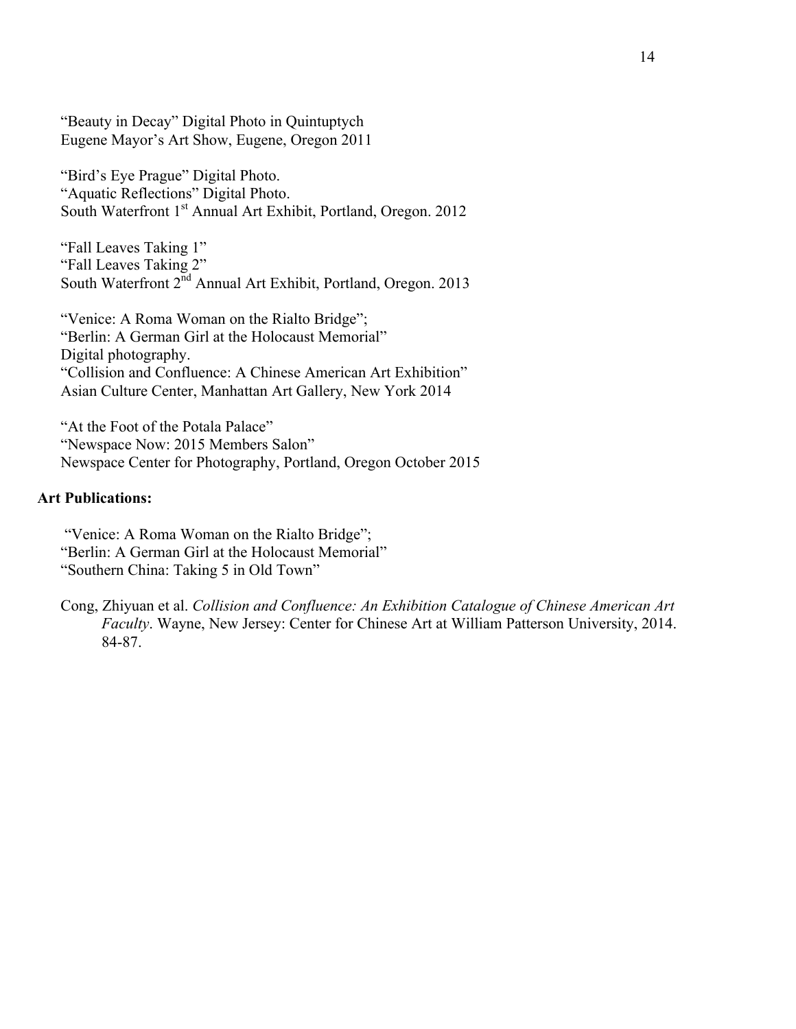"Beauty in Decay" Digital Photo in Quintuptych
Eugene Mayor's Art Show, Eugene, Oregon 2011

"Bird's Eye Prague" Digital Photo.
"Aquatic Reflections" Digital Photo.
South Waterfront 1st Annual Art Exhibit, Portland, Oregon. 2012

"Fall Leaves Taking 1"
"Fall Leaves Taking 2"
South Waterfront 2nd Annual Art Exhibit, Portland, Oregon. 2013

"Venice: A Roma Woman on the Rialto Bridge";
"Berlin: A German Girl at the Holocaust Memorial"
Digital photography.
"Collision and Confluence: A Chinese American Art Exhibition"
Asian Culture Center, Manhattan Art Gallery, New York 2014

"At the Foot of the Potala Palace"
"Newspace Now: 2015 Members Salon"
Newspace Center for Photography, Portland, Oregon October 2015

**Art Publications:**

"Venice: A Roma Woman on the Rialto Bridge";
"Berlin: A German Girl at the Holocaust Memorial"
"Southern China: Taking 5 in Old Town"

Cong, Zhiyuan et al. *Collision and Confluence: An Exhibition Catalogue of Chinese American Art Faculty*. Wayne, New Jersey: Center for Chinese Art at William Patterson University, 2014. 84-87.